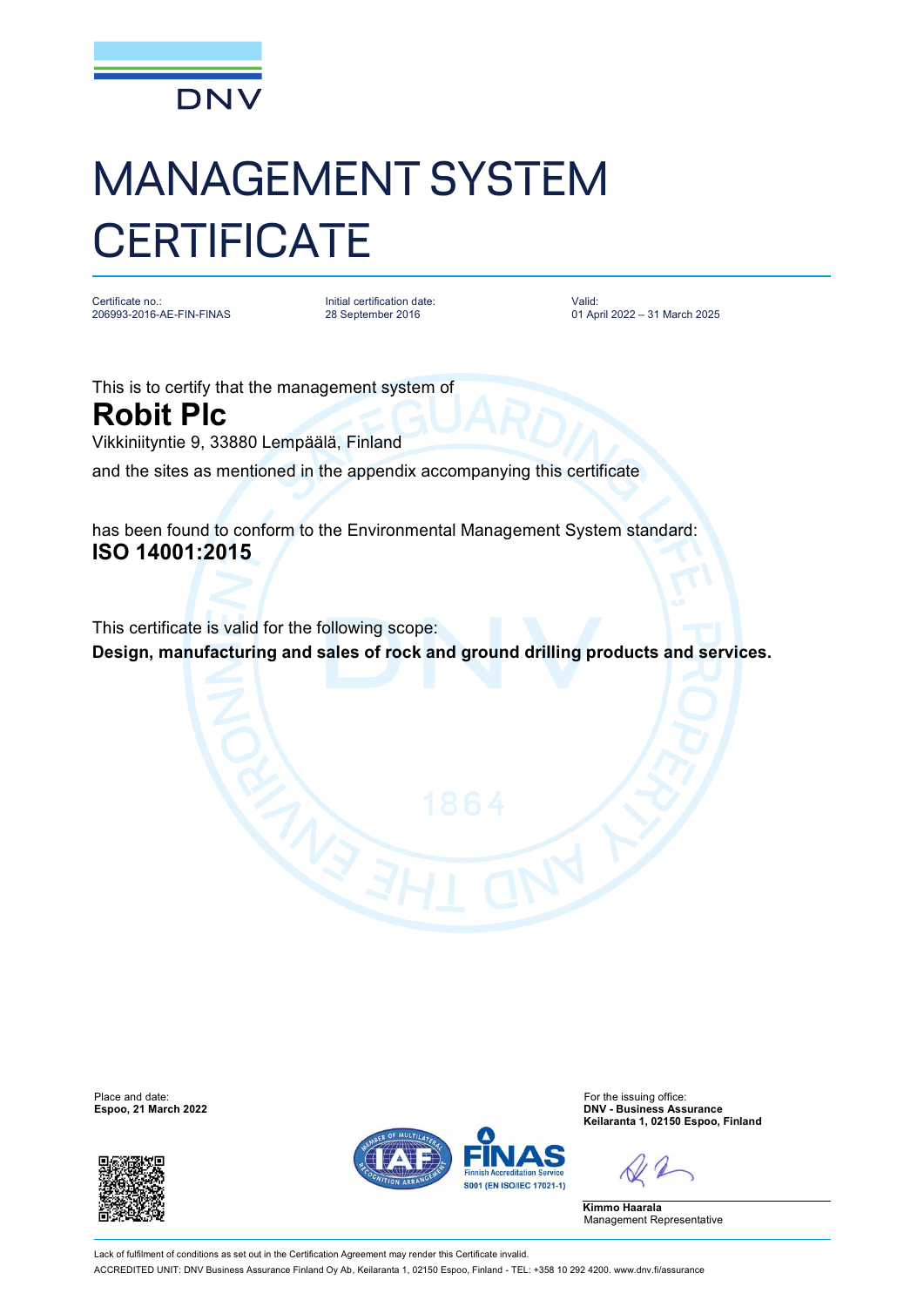DNV

# MANAGEMENT SYSTEM CERTIFICATE

| Certificate no.: | Initial certification date: | Valid: |
|---|---|---|
| 206993-2016-AE-FIN-FINAS | 28 September 2016 | 01 April 2022 – 31 March 2025 |

This is to certify that the management system of

## Robit Plc

Vikkiniityntie 9, 33880 Lempäälä, Finland

and the sites as mentioned in the appendix accompanying this certificate

has been found to conform to the Environmental Management System standard:

**ISO 14001:2015**

This certificate is valid for the following scope:

**Design, manufacturing and sales of rock and ground drilling products and services.**

Place and date:
**Espoo, 21 March 2022**

For the issuing office:
**DNV - Business Assurance**
**Keilaranta 1, 02150 Espoo, Finland**

**Kimmo Haarala**
Management Representative

FINAS Finnish Accreditation Service S001 (EN ISO/IEC 17021-1)

Lack of fulfilment of conditions as set out in the Certification Agreement may render this Certificate invalid.

ACCREDITED UNIT: DNV Business Assurance Finland Oy Ab, Keilaranta 1, 02150 Espoo, Finland - TEL: +358 10 292 4200. www.dnv.fi/assurance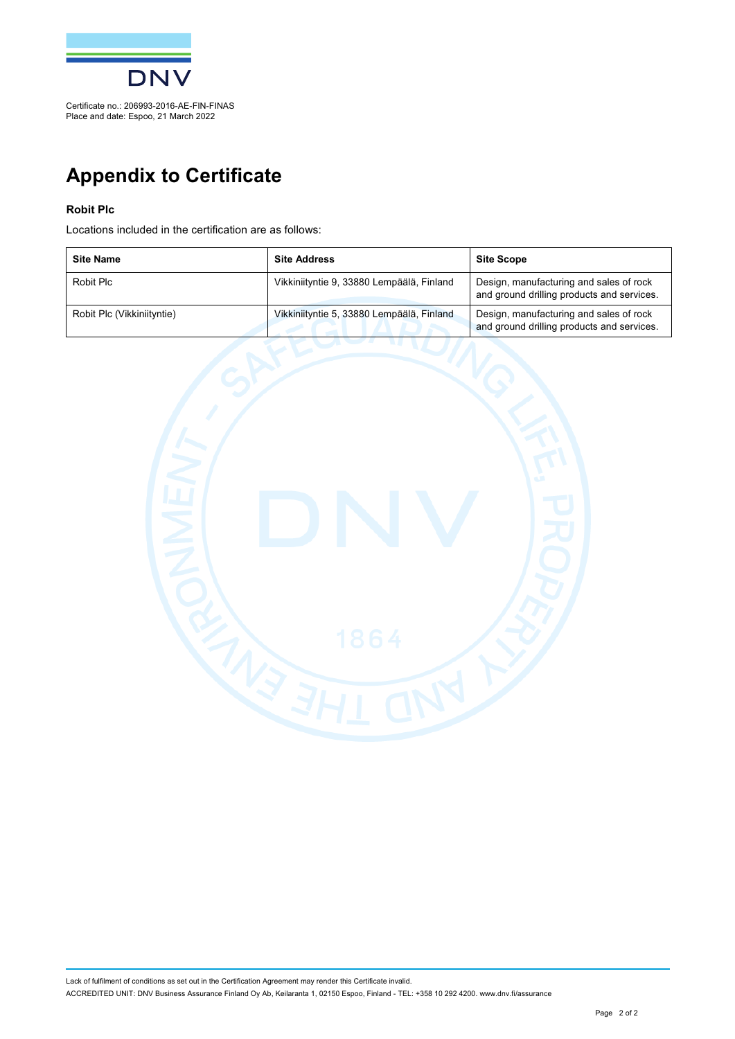Certificate no.: 206993-2016-AE-FIN-FINAS
Place and date: Espoo, 21 March 2022

# Appendix to Certificate

**Robit Plc**

Locations included in the certification are as follows:

| Site Name | Site Address | Site Scope |
|---|---|---|
| Robit Plc | Vikkiniityntie 9, 33880 Lempäälä, Finland | Design, manufacturing and sales of rock and ground drilling products and services. |
| Robit Plc (Vikkiniityntie) | Vikkiniityntie 5, 33880 Lempäälä, Finland | Design, manufacturing and sales of rock and ground drilling products and services. |

Lack of fulfilment of conditions as set out in the Certification Agreement may render this Certificate invalid.

ACCREDITED UNIT: DNV Business Assurance Finland Oy Ab, Keilaranta 1, 02150 Espoo, Finland - TEL: +358 10 292 4200. www.dnv.fi/assurance